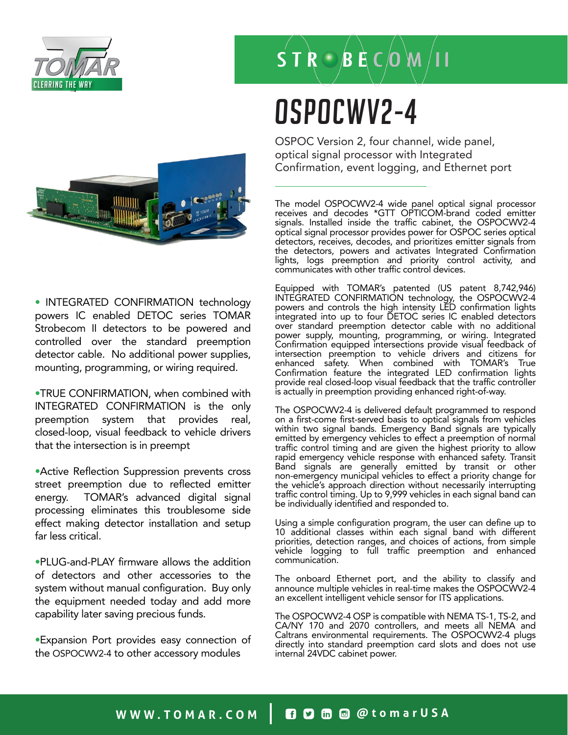# STROBECOM II

# OSPOCWV2-4

OSPOC Version 2, four channel, wide panel, optical signal processor with Integrated Confirmation, event logging, and Ethernet port

The model OSPOCWV2-4 wide panel optical signal processor receives and decodes *GTT OPTICOM-brand coded emitter signals. Installed inside the traffic cabinet, the OSPOCWV2-4 optical signal processor provides power for OSPOC series optical detectors, receives, decodes, and prioritizes emitter signals from the detectors, powers and activates Integrated Confirmation lights, logs preemption and priority control activity, and communicates with other traffic control devices.

Equipped with TOMAR's patented (US patent 8,742,946) INTEGRATED CONFIRMATION technology, the OSPOCWV2-4 powers and controls the high intensity LED confirmation lights integrated into up to four DETOC series IC enabled detectors over standard preemption detector cable with no additional power supply, mounting, programming, or wiring. Integrated Confirmation equipped intersections provide visual feedback of intersection preemption to vehicle drivers and citizens for enhanced safety. When combined with TOMAR's True Confirmation feature the integrated LED confirmation lights provide real closed-loop visual feedback that the traffic controller is actually in preemption providing enhanced right-of-way.

The OSPOCWV2-4 is delivered default programmed to respond on a first-come first-served basis to optical signals from vehicles within two signal bands. Emergency Band signals are typically emitted by emergency vehicles to effect a preemption of normal traffic control timing and are given the highest priority to allow rapid emergency vehicle response with enhanced safety. Transit Band signals are generally emitted by transit or other non-emergency municipal vehicles to effect a priority change for the vehicle's approach direction without necessarily interrupting traffic control timing. Up to 9,999 vehicles in each signal band can be individually identified and responded to.

Using a simple configuration program, the user can define up to 10 additional classes within each signal band with different priorities, detection ranges, and choices of actions, from simple vehicle logging to full traffic preemption and enhanced communication.

The onboard Ethernet port, and the ability to classify and announce multiple vehicles in real-time makes the OSPOCWV2-4 an excellent intelligent vehicle sensor for ITS applications.

The OSPOCWV2-4 OSP is compatible with NEMA TS-1, TS-2, and CA/NY 170 and 2070 controllers, and meets all NEMA and Caltrans environmental requirements. The OSPOCWV2-4 plugs directly into standard preemption card slots and does not use internal 24VDC cabinet power.

- INTEGRATED CONFIRMATION technology powers IC enabled DETOC series TOMAR Strobecom II detectors to be powered and controlled over the standard preemption detector cable. No additional power supplies, mounting, programming, or wiring required.
- TRUE CONFIRMATION, when combined with INTEGRATED CONFIRMATION is the only preemption system that provides real, closed-loop, visual feedback to vehicle drivers that the intersection is in preempt
- Active Reflection Suppression prevents cross street preemption due to reflected emitter energy. TOMAR's advanced digital signal processing eliminates this troublesome side effect making detector installation and setup far less critical.
- PLUG-and-PLAY firmware allows the addition of detectors and other accessories to the system without manual configuration. Buy only the equipment needed today and add more capability later saving precious funds.
- Expansion Port provides easy connection of the OSPOCWV2-4 to other accessory modules

WWW.TOMAR.COM | @tomarUSA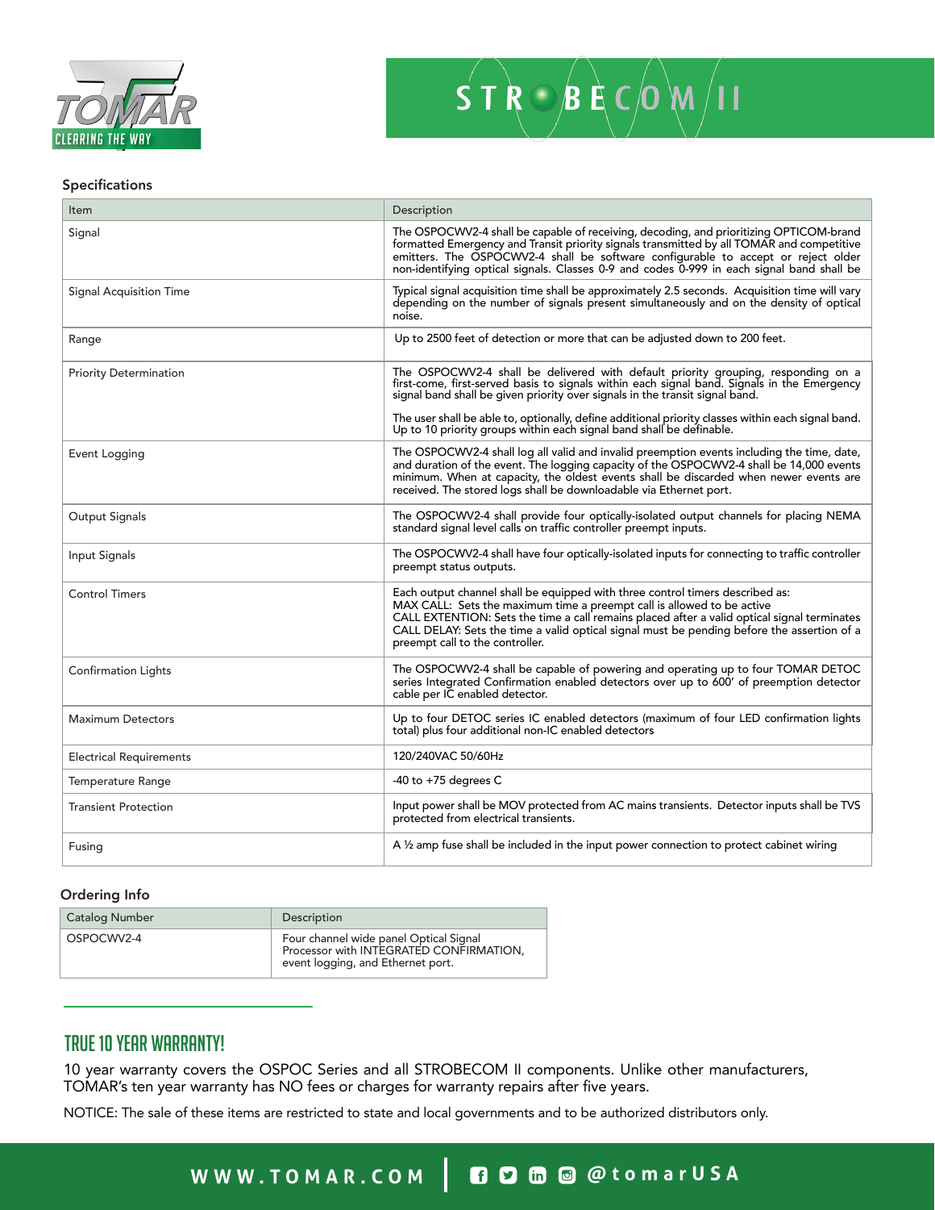## Specifications

| Item | Description |
|---|---|
| Signal | The OSPOCWV2-4 shall be capable of receiving, decoding, and prioritizing OPTICOM-brand formatted Emergency and Transit priority signals transmitted by all TOMAR and competitive emitters. The OSPOCWV2-4 shall be software configurable to accept or reject older non-identifying optical signals. Classes 0-9 and codes 0-999 in each signal band shall be |
| Signal Acquisition Time | Typical signal acquisition time shall be approximately 2.5 seconds. Acquisition time will vary depending on the number of signals present simultaneously and on the density of optical noise. |
| Range | Up to 2500 feet of detection or more that can be adjusted down to 200 feet. |
| Priority Determination | The OSPOCWV2-4 shall be delivered with default priority grouping, responding on a first-come, first-served basis to signals within each signal band. Signals in the Emergency signal band shall be given priority over signals in the transit signal band.<br><br>The user shall be able to, optionally, define additional priority classes within each signal band. Up to 10 priority groups within each signal band shall be definable. |
| Event Logging | The OSPOCWV2-4 shall log all valid and invalid preemption events including the time, date, and duration of the event. The logging capacity of the OSPOCWV2-4 shall be 14,000 events minimum. When at capacity, the oldest events shall be discarded when newer events are received. The stored logs shall be downloadable via Ethernet port. |
| Output Signals | The OSPOCWV2-4 shall provide four optically-isolated output channels for placing NEMA standard signal level calls on traffic controller preempt inputs. |
| Input Signals | The OSPOCWV2-4 shall have four optically-isolated inputs for connecting to traffic controller preempt status outputs. |
| Control Timers | Each output channel shall be equipped with three control timers described as:<br>MAX CALL: Sets the maximum time a preempt call is allowed to be active<br>CALL EXTENTION: Sets the time a call remains placed after a valid optical signal terminates<br>CALL DELAY: Sets the time a valid optical signal must be pending before the assertion of a preempt call to the controller. |
| Confirmation Lights | The OSPOCWV2-4 shall be capable of powering and operating up to four TOMAR DETOC series Integrated Confirmation enabled detectors over up to 600' of preemption detector cable per IC enabled detector. |
| Maximum Detectors | Up to four DETOC series IC enabled detectors (maximum of four LED confirmation lights total) plus four additional non-IC enabled detectors |
| Electrical Requirements | 120/240VAC 50/60Hz |
| Temperature Range | -40 to +75 degrees C |
| Transient Protection | Input power shall be MOV protected from AC mains transients. Detector inputs shall be TVS protected from electrical transients. |
| Fusing | A ½ amp fuse shall be included in the input power connection to protect cabinet wiring |

## Ordering Info

| Catalog Number | Description |
|---|---|
| OSPOCWV2-4 | Four channel wide panel Optical Signal Processor with INTEGRATED CONFIRMATION, event logging, and Ethernet port. |

## TRUE 10 YEAR WARRANTY!

10 year warranty covers the OSPOC Series and all STROBECOM II components. Unlike other manufacturers, TOMAR's ten year warranty has NO fees or charges for warranty repairs after five years.

NOTICE: The sale of these items are restricted to state and local governments and to be authorized distributors only.

WWW.TOMAR.COM | @tomarUSA